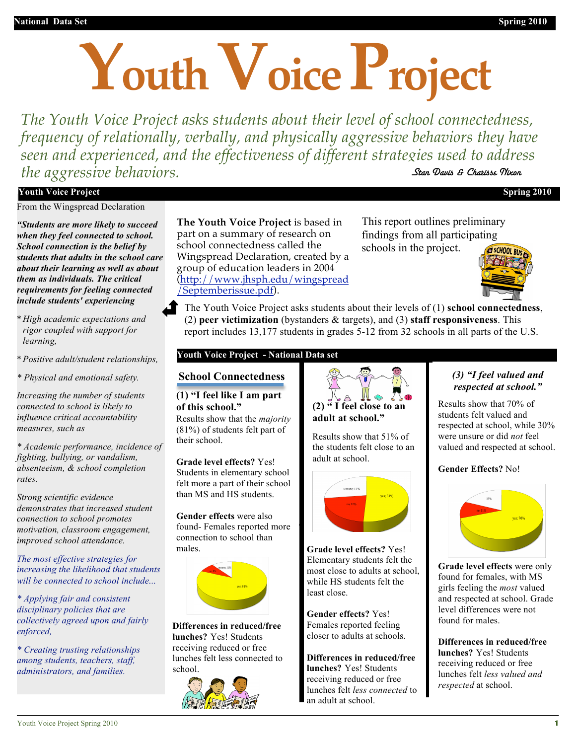# Youth Voice Project

*The Youth Voice Project asks students about their level of school connectedness, frequency of relationally, verbally, and physically aggressive behaviors they have seen and experienced, and the effectiveness of different strategies used to address the aggressive behaviors.*

Stan Davis & Charisse Nixon

## Youth Voice Project — Spring 2010

From the Wingspread Declaration

***"Students are more likely to succeed when they feel connected to school. School connection is the belief by students that adults in the school care about their learning as well as about them as individuals. The critical requirements for feeling connected include students' experiencing***

- *High academic expectations and rigor coupled with support for learning,*
- *Positive adult/student relationships,*
- *Physical and emotional safety.*

*Increasing the number of students connected to school is likely to influence critical accountability measures, such as*

*\* Academic performance, incidence of fighting, bullying, or vandalism, absenteeism, & school completion rates.*

*Strong scientific evidence demonstrates that increased student connection to school promotes motivation, classroom engagement, improved school attendance.*

*The most effective strategies for increasing the likelihood that students will be connected to school include...*

- *Applying fair and consistent disciplinary policies that are collectively agreed upon and fairly enforced,*
- *Creating trusting relationships among students, teachers, staff, administrators, and families.*

**The Youth Voice Project** is based in part on a summary of research on school connectedness called the Wingspread Declaration, created by a group of education leaders in 2004 (http://www.jhsph.edu/wingspread/Septemberissue.pdf).

This report outlines preliminary findings from all participating schools in the project.

The Youth Voice Project asks students about their levels of (1) **school connectedness**, (2) **peer victimization** (bystanders & targets), and (3) **staff responsiveness**. This report includes 13,177 students in grades 5-12 from 32 schools in all parts of the U.S.

## Youth Voice Project - National Data set

### School Connectedness

**(1) "I feel like I am part of this school."**

Results show that the *majority* (81%) of students felt part of their school.

**Grade level effects?** Yes! Students in elementary school felt more a part of their school than MS and HS students.

**Gender effects** were also found- Females reported more connection to school than males.

unsure; 11% · no; 8% · yes; 81%

**Differences in reduced/free lunches?** Yes! Students receiving reduced or free lunches felt less connected to school.

**(2) " I feel close to an adult at school."**

Results show that 51% of the students felt close to an adult at school.

unsure; 11% · no; 31% · yes; 51%

**Grade level effects?** Yes! Elementary students felt the most close to adults at school, while HS students felt the least close.

**Gender effects?** Yes! Females reported feeling closer to adults at schools.

**Differences in reduced/free lunches?** Yes! Students receiving reduced or free lunches felt *less connected* to an adult at school.

***(3) "I feel valued and respected at school."***

Results show that 70% of students felt valued and respected at school, while 30% were unsure or did *not* feel valued and respected at school.

**Gender Effects?** No!

19% · no; 11% · yes; 70%

**Grade level effects** were only found for females, with MS girls feeling the *most* valued and respected at school. Grade level differences were not found for males.

**Differences in reduced/free lunches?** Yes! Students receiving reduced or free lunches felt *less valued and respected* at school.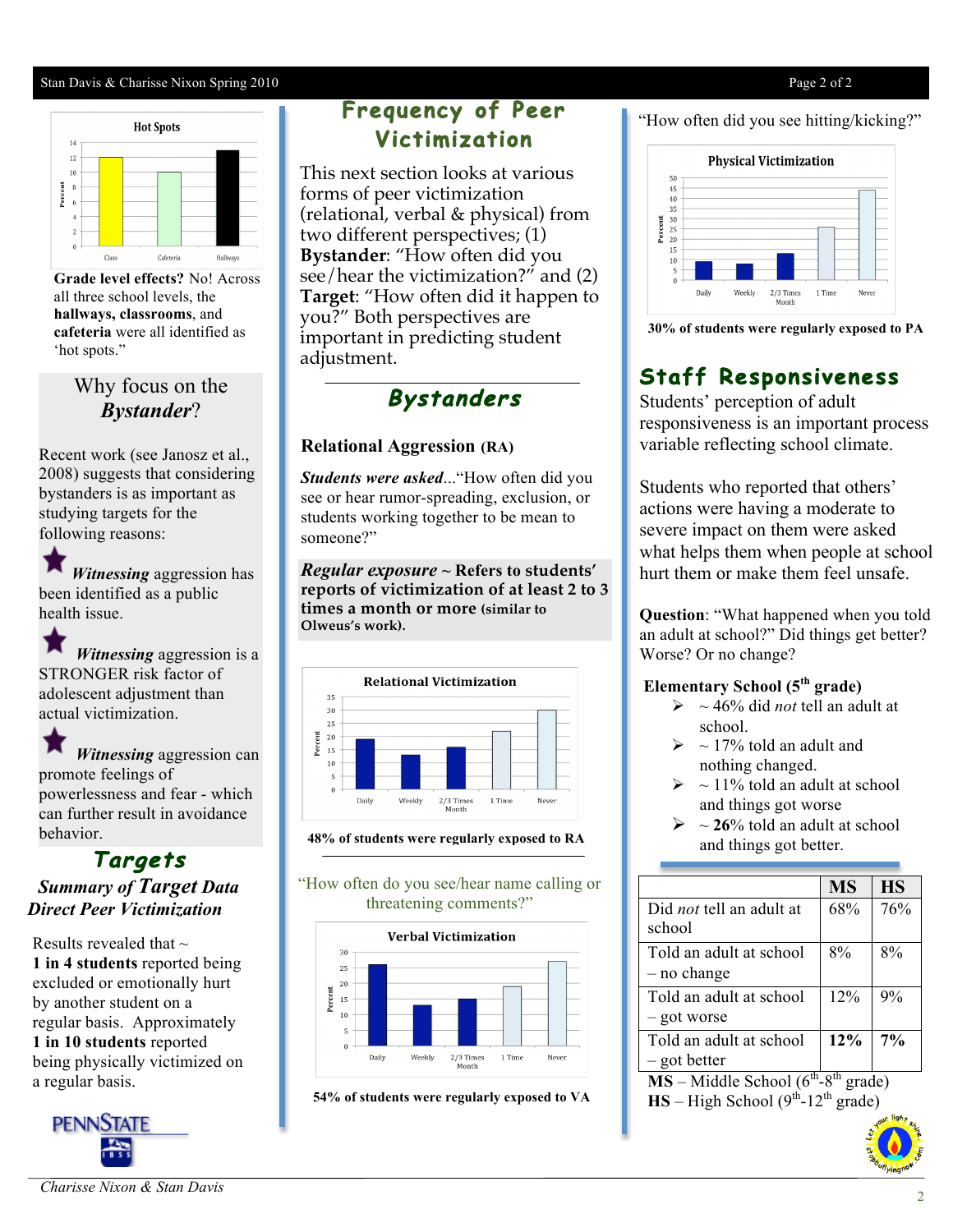Hot Spots

Percent

14
12
10
8
6
4
2
0

Class
Cafeteria
Hallways

**Grade level effects?** No! Across all three school levels, the **hallways, classrooms**, and **cafeteria** were all identified as 'hot spots.'

## Why focus on the *Bystander*?

Recent work (see Janosz et al., 2008) suggests that considering bystanders is as important as studying targets for the following reasons:

★ ***Witnessing*** aggression has been identified as a public health issue.

★ ***Witnessing*** aggression is a STRONGER risk factor of adolescent adjustment than actual victimization.

★ ***Witnessing*** aggression can promote feelings of powerlessness and fear - which can further result in avoidance behavior.

## Targets

### *Summary of Target Data Direct Peer Victimization*

Results revealed that ~ **1 in 4 students** reported being excluded or emotionally hurt by another student on a regular basis. Approximately **1 in 10 students** reported being physically victimized on a regular basis.

## Frequency of Peer Victimization

This next section looks at various forms of peer victimization (relational, verbal & physical) from two different perspectives; (1) **Bystander**: "How often did you see/hear the victimization?" and (2) **Target**: "How often did it happen to you?" Both perspectives are important in predicting student adjustment.

## Bystanders

### Relational Aggression (RA)

***Students were asked***..."How often did you see or hear rumor-spreading, exclusion, or students working together to be mean to someone?"

***Regular exposure*** **~ Refers to students' reports of victimization of at least 2 to 3 times a month or more** (similar to Olweus's work).

Relational Victimization

Percent

35
30
25
20
15
10
5
0

Daily
Weekly
2/3 Times Month
1 Time
Never

**48% of students were regularly exposed to RA**

"How often do you see/hear name calling or threatening comments?"

Verbal Victimization

Percent

30
25
20
15
10
5
0

Daily
Weekly
2/3 Times Month
1 Time
Never

**54% of students were regularly exposed to VA**

"How often did you see hitting/kicking?"

Physical Victimization

Percent

50
45
40
35
30
25
20
15
10
5
0

Daily
Weekly
2/3 Times Month
1 Time
Never

**30% of students were regularly exposed to PA**

## Staff Responsiveness

Students' perception of adult responsiveness is an important process variable reflecting school climate.

Students who reported that others' actions were having a moderate to severe impact on them were asked what helps them when people at school hurt them or make them feel unsafe.

**Question**: "What happened when you told an adult at school?" Did things get better? Worse? Or no change?

**Elementary School (5th grade)**

- ~ 46% did *not* tell an adult at school.
- ~ 17% told an adult and nothing changed.
- ~ 11% told an adult at school and things got worse
- ~ **26%** told an adult at school and things got better.

| | MS | HS |
|---|---|---|
| Did *not* tell an adult at school | 68% | 76% |
| Told an adult at school – no change | 8% | 8% |
| Told an adult at school – got worse | 12% | 9% |
| Told an adult at school – got better | **12%** | **7%** |

**MS** – Middle School (6th-8th grade)
**HS** – High School (9th-12th grade)

*Charisse Nixon & Stan Davis*